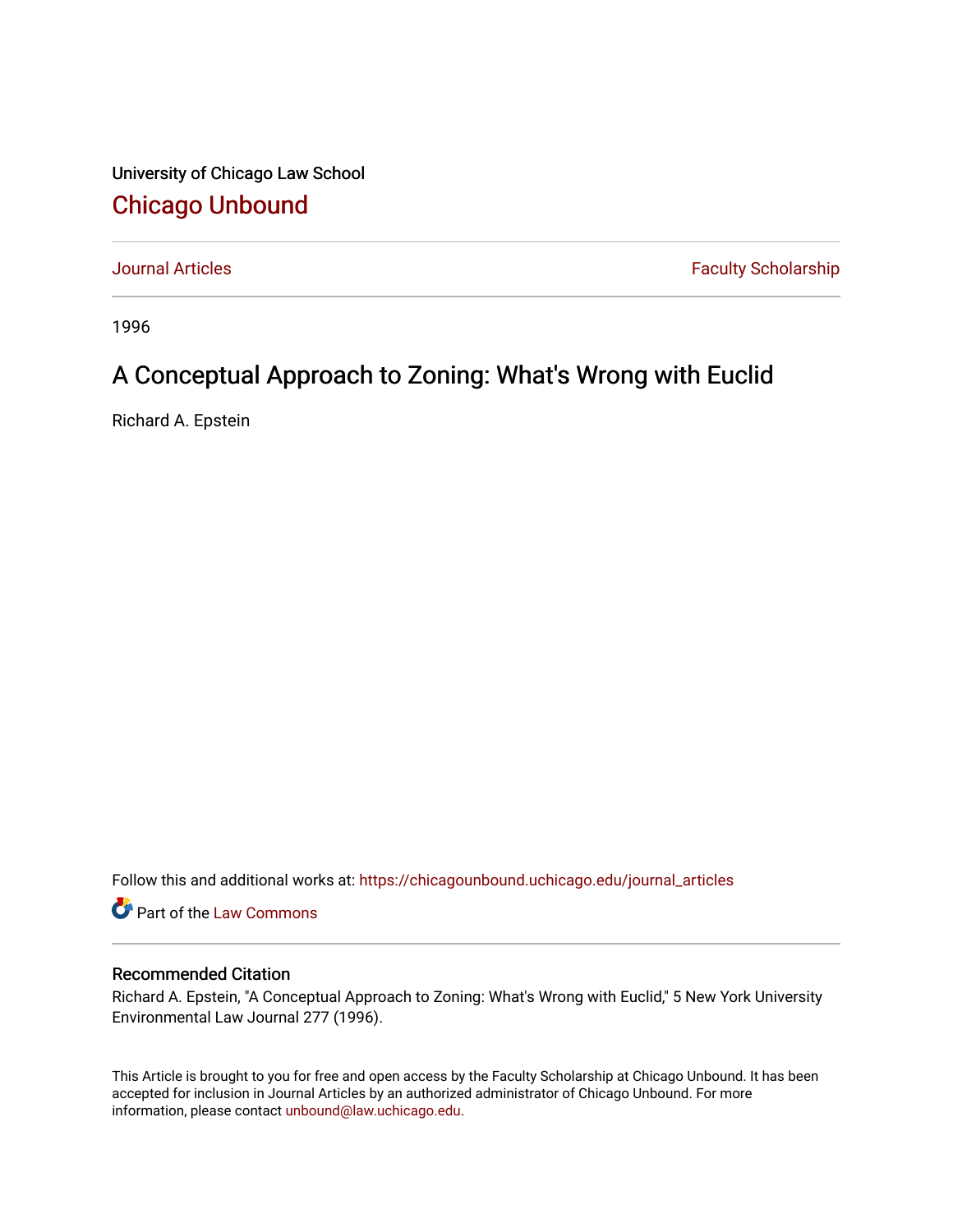University of Chicago Law School

# Chicago Unbound

Journal Articles | Faculty Scholarship

1996

## A Conceptual Approach to Zoning: What's Wrong with Euclid

Richard A. Epstein

Follow this and additional works at: https://chicagounbound.uchicago.edu/journal_articles

Part of the Law Commons

### Recommended Citation

Richard A. Epstein, "A Conceptual Approach to Zoning: What's Wrong with Euclid," 5 New York University Environmental Law Journal 277 (1996).

This Article is brought to you for free and open access by the Faculty Scholarship at Chicago Unbound. It has been accepted for inclusion in Journal Articles by an authorized administrator of Chicago Unbound. For more information, please contact unbound@law.uchicago.edu.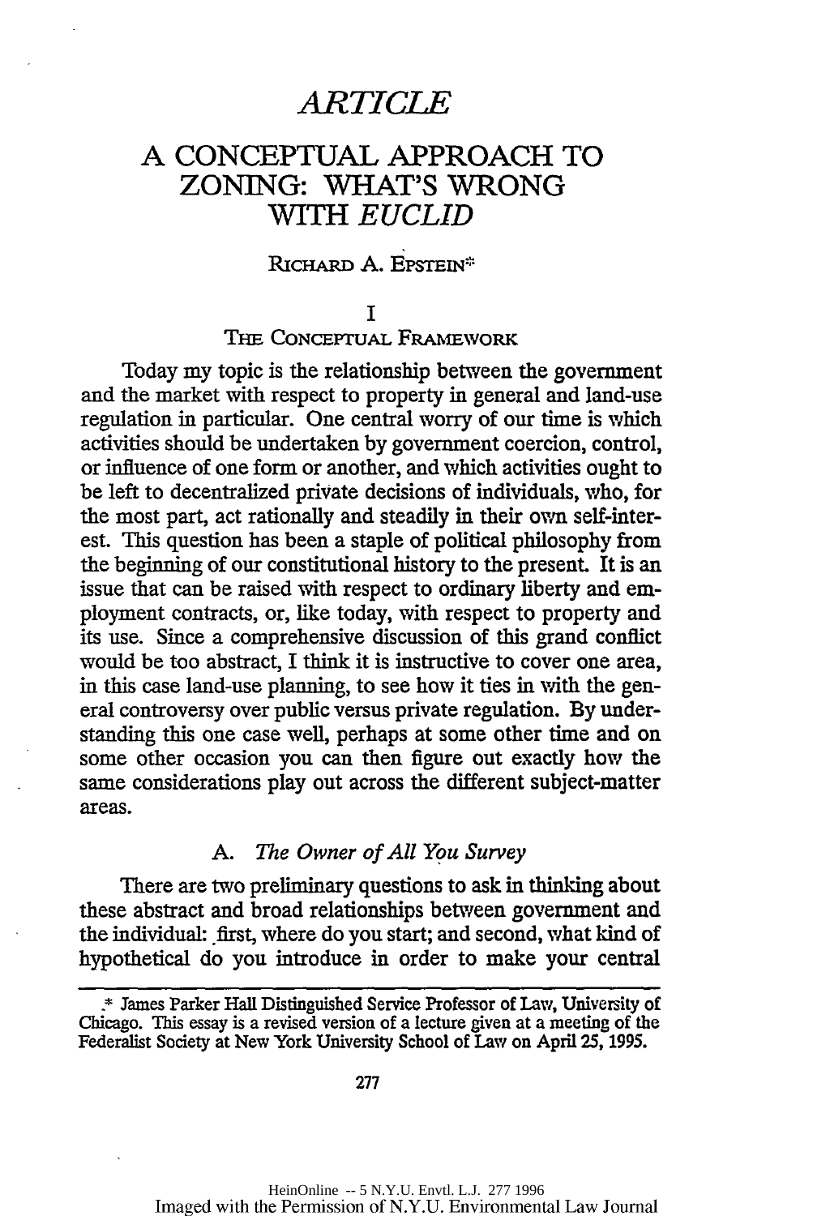# *ARTICLE*

# A CONCEPTUAL APPROACH TO ZONING: WHAT'S WRONG WITH *EUCLID*

RICHARD A. EPSTEIN*

## I

## THE CONCEPTUAL FRAMEWORK

Today my topic is the relationship between the government and the market with respect to property in general and land-use regulation in particular. One central worry of our time is which activities should be undertaken by government coercion, control, or influence of one form or another, and which activities ought to be left to decentralized private decisions of individuals, who, for the most part, act rationally and steadily in their own self-interest. This question has been a staple of political philosophy from the beginning of our constitutional history to the present. It is an issue that can be raised with respect to ordinary liberty and employment contracts, or, like today, with respect to property and its use. Since a comprehensive discussion of this grand conflict would be too abstract, I think it is instructive to cover one area, in this case land-use planning, to see how it ties in with the general controversy over public versus private regulation. By understanding this one case well, perhaps at some other time and on some other occasion you can then figure out exactly how the same considerations play out across the different subject-matter areas.

### A. *The Owner of All You Survey*

There are two preliminary questions to ask in thinking about these abstract and broad relationships between government and the individual: first, where do you start; and second, what kind of hypothetical do you introduce in order to make your central

---

\* James Parker Hall Distinguished Service Professor of Law, University of Chicago. This essay is a revised version of a lecture given at a meeting of the Federalist Society at New York University School of Law on April 25, 1995.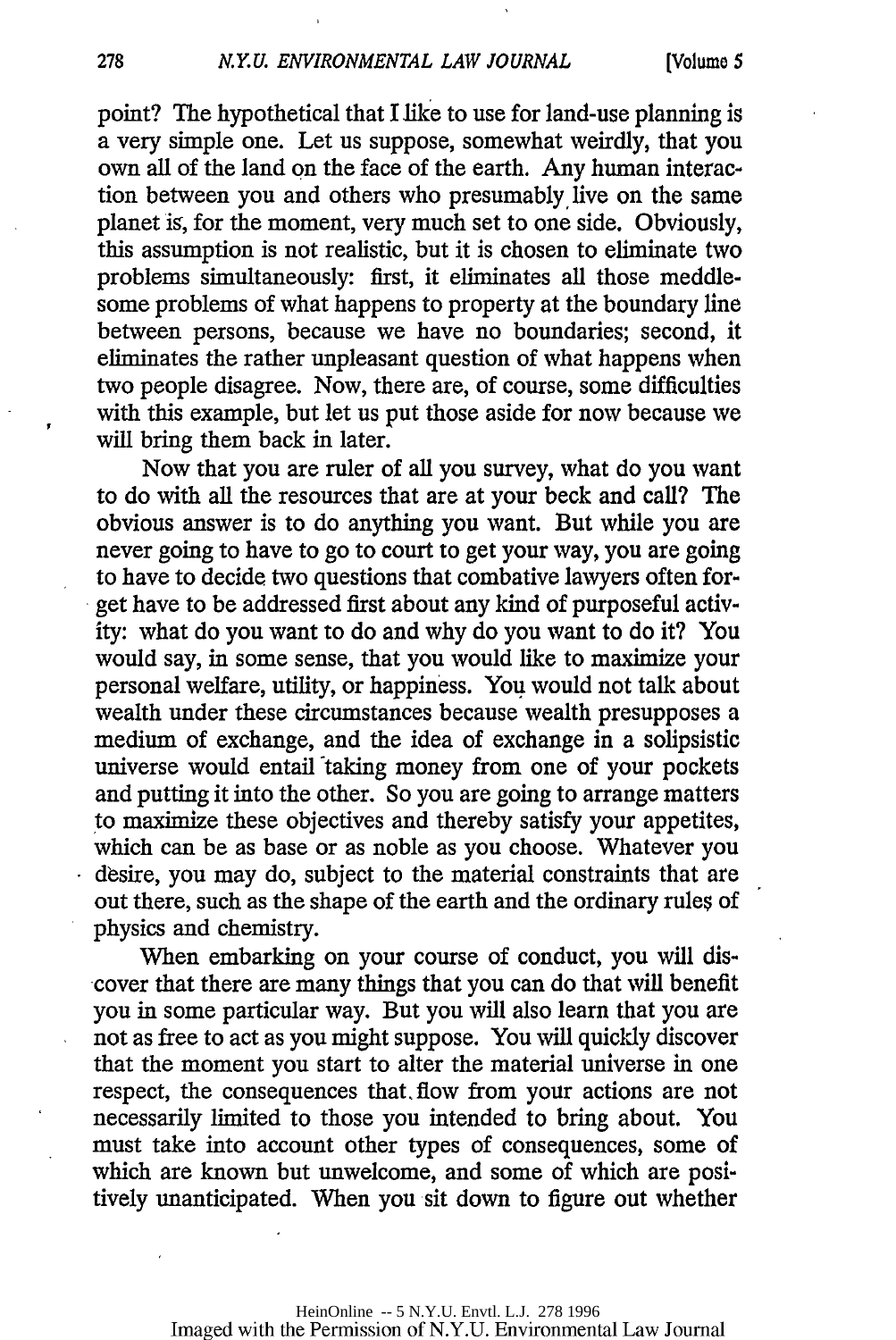point? The hypothetical that I like to use for land-use planning is a very simple one. Let us suppose, somewhat weirdly, that you own all of the land on the face of the earth. Any human interaction between you and others who presumably live on the same planet is, for the moment, very much set to one side. Obviously, this assumption is not realistic, but it is chosen to eliminate two problems simultaneously: first, it eliminates all those meddlesome problems of what happens to property at the boundary line between persons, because we have no boundaries; second, it eliminates the rather unpleasant question of what happens when two people disagree. Now, there are, of course, some difficulties with this example, but let us put those aside for now because we will bring them back in later.

Now that you are ruler of all you survey, what do you want to do with all the resources that are at your beck and call? The obvious answer is to do anything you want. But while you are never going to have to go to court to get your way, you are going to have to decide two questions that combative lawyers often forget have to be addressed first about any kind of purposeful activity: what do you want to do and why do you want to do it? You would say, in some sense, that you would like to maximize your personal welfare, utility, or happiness. You would not talk about wealth under these circumstances because wealth presupposes a medium of exchange, and the idea of exchange in a solipsistic universe would entail taking money from one of your pockets and putting it into the other. So you are going to arrange matters to maximize these objectives and thereby satisfy your appetites, which can be as base or as noble as you choose. Whatever you desire, you may do, subject to the material constraints that are out there, such as the shape of the earth and the ordinary rules of physics and chemistry.

When embarking on your course of conduct, you will discover that there are many things that you can do that will benefit you in some particular way. But you will also learn that you are not as free to act as you might suppose. You will quickly discover that the moment you start to alter the material universe in one respect, the consequences that flow from your actions are not necessarily limited to those you intended to bring about. You must take into account other types of consequences, some of which are known but unwelcome, and some of which are positively unanticipated. When you sit down to figure out whether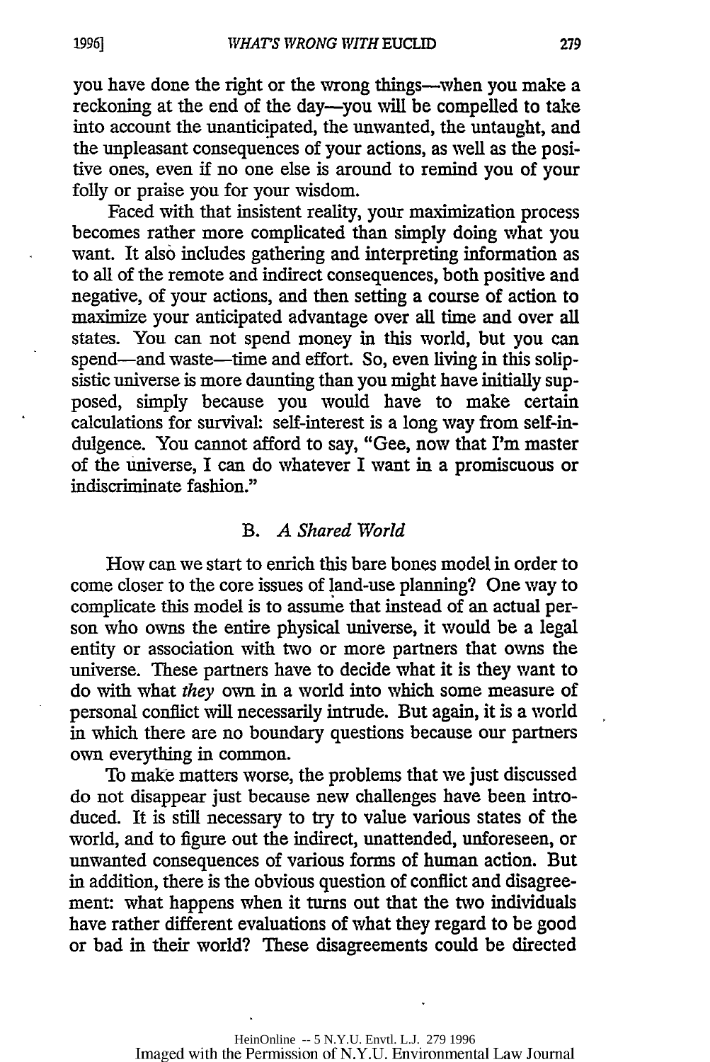you have done the right or the wrong things—when you make a reckoning at the end of the day—you will be compelled to take into account the unanticipated, the unwanted, the untaught, and the unpleasant consequences of your actions, as well as the positive ones, even if no one else is around to remind you of your folly or praise you for your wisdom.

Faced with that insistent reality, your maximization process becomes rather more complicated than simply doing what you want. It also includes gathering and interpreting information as to all of the remote and indirect consequences, both positive and negative, of your actions, and then setting a course of action to maximize your anticipated advantage over all time and over all states. You can not spend money in this world, but you can spend—and waste—time and effort. So, even living in this solipsistic universe is more daunting than you might have initially supposed, simply because you would have to make certain calculations for survival: self-interest is a long way from self-indulgence. You cannot afford to say, "Gee, now that I'm master of the universe, I can do whatever I want in a promiscuous or indiscriminate fashion."

### B. *A Shared World*

How can we start to enrich this bare bones model in order to come closer to the core issues of land-use planning? One way to complicate this model is to assume that instead of an actual person who owns the entire physical universe, it would be a legal entity or association with two or more partners that owns the universe. These partners have to decide what it is they want to do with what *they* own in a world into which some measure of personal conflict will necessarily intrude. But again, it is a world in which there are no boundary questions because our partners own everything in common.

To make matters worse, the problems that we just discussed do not disappear just because new challenges have been introduced. It is still necessary to try to value various states of the world, and to figure out the indirect, unattended, unforeseen, or unwanted consequences of various forms of human action. But in addition, there is the obvious question of conflict and disagreement: what happens when it turns out that the two individuals have rather different evaluations of what they regard to be good or bad in their world? These disagreements could be directed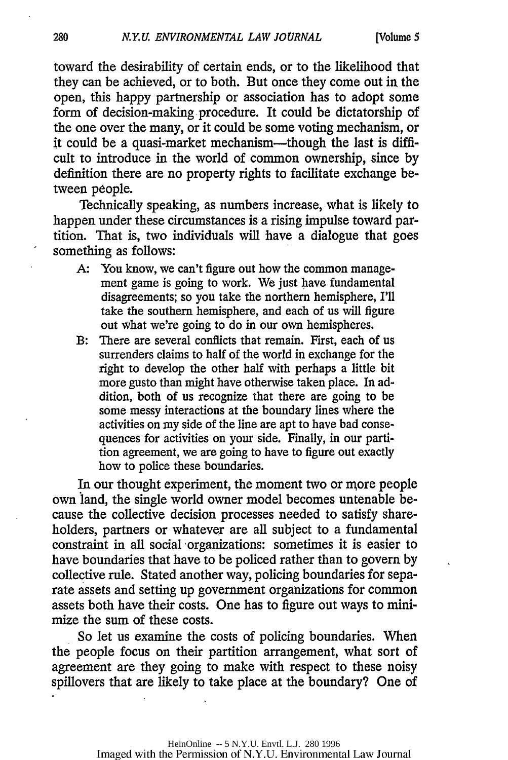toward the desirability of certain ends, or to the likelihood that they can be achieved, or to both. But once they come out in the open, this happy partnership or association has to adopt some form of decision-making procedure. It could be dictatorship of the one over the many, or it could be some voting mechanism, or it could be a quasi-market mechanism—though the last is difficult to introduce in the world of common ownership, since by definition there are no property rights to facilitate exchange between people.

Technically speaking, as numbers increase, what is likely to happen under these circumstances is a rising impulse toward partition. That is, two individuals will have a dialogue that goes something as follows:

> A: You know, we can't figure out how the common management game is going to work. We just have fundamental disagreements; so you take the northern hemisphere, I'll take the southern hemisphere, and each of us will figure out what we're going to do in our own hemispheres.
>
> B: There are several conflicts that remain. First, each of us surrenders claims to half of the world in exchange for the right to develop the other half with perhaps a little bit more gusto than might have otherwise taken place. In addition, both of us recognize that there are going to be some messy interactions at the boundary lines where the activities on my side of the line are apt to have bad consequences for activities on your side. Finally, in our partition agreement, we are going to have to figure out exactly how to police these boundaries.

In our thought experiment, the moment two or more people own land, the single world owner model becomes untenable because the collective decision processes needed to satisfy shareholders, partners or whatever are all subject to a fundamental constraint in all social organizations: sometimes it is easier to have boundaries that have to be policed rather than to govern by collective rule. Stated another way, policing boundaries for separate assets and setting up government organizations for common assets both have their costs. One has to figure out ways to minimize the sum of these costs.

So let us examine the costs of policing boundaries. When the people focus on their partition arrangement, what sort of agreement are they going to make with respect to these noisy spillovers that are likely to take place at the boundary? One of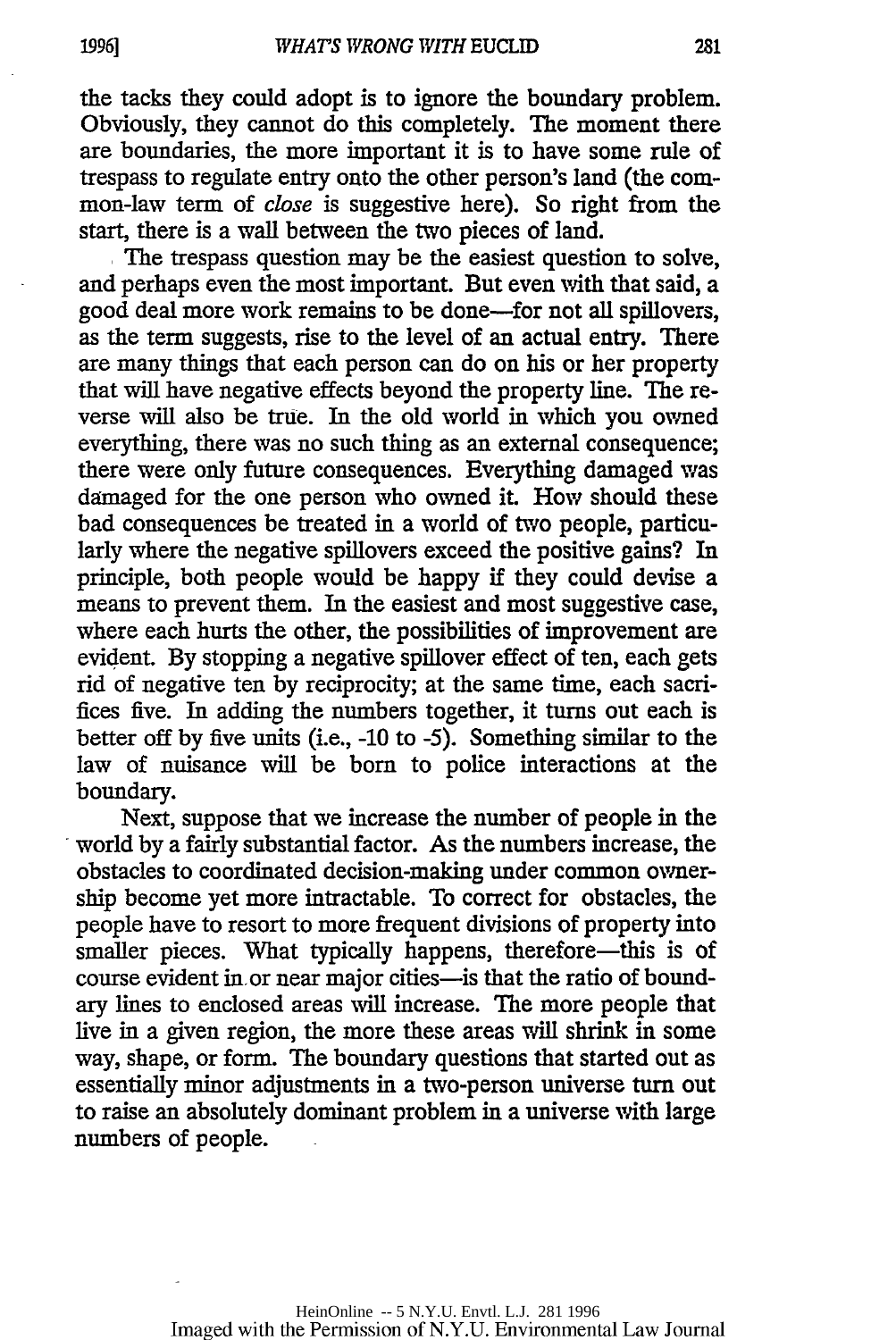the tacks they could adopt is to ignore the boundary problem. Obviously, they cannot do this completely. The moment there are boundaries, the more important it is to have some rule of trespass to regulate entry onto the other person's land (the common-law term of *close* is suggestive here). So right from the start, there is a wall between the two pieces of land.

The trespass question may be the easiest question to solve, and perhaps even the most important. But even with that said, a good deal more work remains to be done—for not all spillovers, as the term suggests, rise to the level of an actual entry. There are many things that each person can do on his or her property that will have negative effects beyond the property line. The reverse will also be true. In the old world in which you owned everything, there was no such thing as an external consequence; there were only future consequences. Everything damaged was damaged for the one person who owned it. How should these bad consequences be treated in a world of two people, particularly where the negative spillovers exceed the positive gains? In principle, both people would be happy if they could devise a means to prevent them. In the easiest and most suggestive case, where each hurts the other, the possibilities of improvement are evident. By stopping a negative spillover effect of ten, each gets rid of negative ten by reciprocity; at the same time, each sacrifices five. In adding the numbers together, it turns out each is better off by five units (i.e., -10 to -5). Something similar to the law of nuisance will be born to police interactions at the boundary.

Next, suppose that we increase the number of people in the world by a fairly substantial factor. As the numbers increase, the obstacles to coordinated decision-making under common ownership become yet more intractable. To correct for obstacles, the people have to resort to more frequent divisions of property into smaller pieces. What typically happens, therefore—this is of course evident in or near major cities—is that the ratio of boundary lines to enclosed areas will increase. The more people that live in a given region, the more these areas will shrink in some way, shape, or form. The boundary questions that started out as essentially minor adjustments in a two-person universe turn out to raise an absolutely dominant problem in a universe with large numbers of people.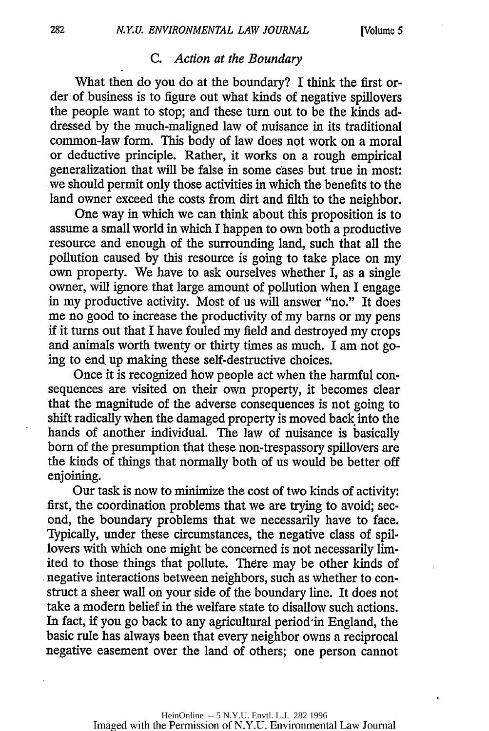### C. *Action at the Boundary*

What then do you do at the boundary? I think the first order of business is to figure out what kinds of negative spillovers the people want to stop; and these turn out to be the kinds addressed by the much-maligned law of nuisance in its traditional common-law form. This body of law does not work on a moral or deductive principle. Rather, it works on a rough empirical generalization that will be false in some cases but true in most: we should permit only those activities in which the benefits to the land owner exceed the costs from dirt and filth to the neighbor.

One way in which we can think about this proposition is to assume a small world in which I happen to own both a productive resource and enough of the surrounding land, such that all the pollution caused by this resource is going to take place on my own property. We have to ask ourselves whether I, as a single owner, will ignore that large amount of pollution when I engage in my productive activity. Most of us will answer "no." It does me no good to increase the productivity of my barns or my pens if it turns out that I have fouled my field and destroyed my crops and animals worth twenty or thirty times as much. I am not going to end up making these self-destructive choices.

Once it is recognized how people act when the harmful consequences are visited on their own property, it becomes clear that the magnitude of the adverse consequences is not going to shift radically when the damaged property is moved back into the hands of another individual. The law of nuisance is basically born of the presumption that these non-trespassory spillovers are the kinds of things that normally both of us would be better off enjoining.

Our task is now to minimize the cost of two kinds of activity: first, the coordination problems that we are trying to avoid; second, the boundary problems that we necessarily have to face. Typically, under these circumstances, the negative class of spillovers with which one might be concerned is not necessarily limited to those things that pollute. There may be other kinds of negative interactions between neighbors, such as whether to construct a sheer wall on your side of the boundary line. It does not take a modern belief in the welfare state to disallow such actions. In fact, if you go back to any agricultural period in England, the basic rule has always been that every neighbor owns a reciprocal negative easement over the land of others; one person cannot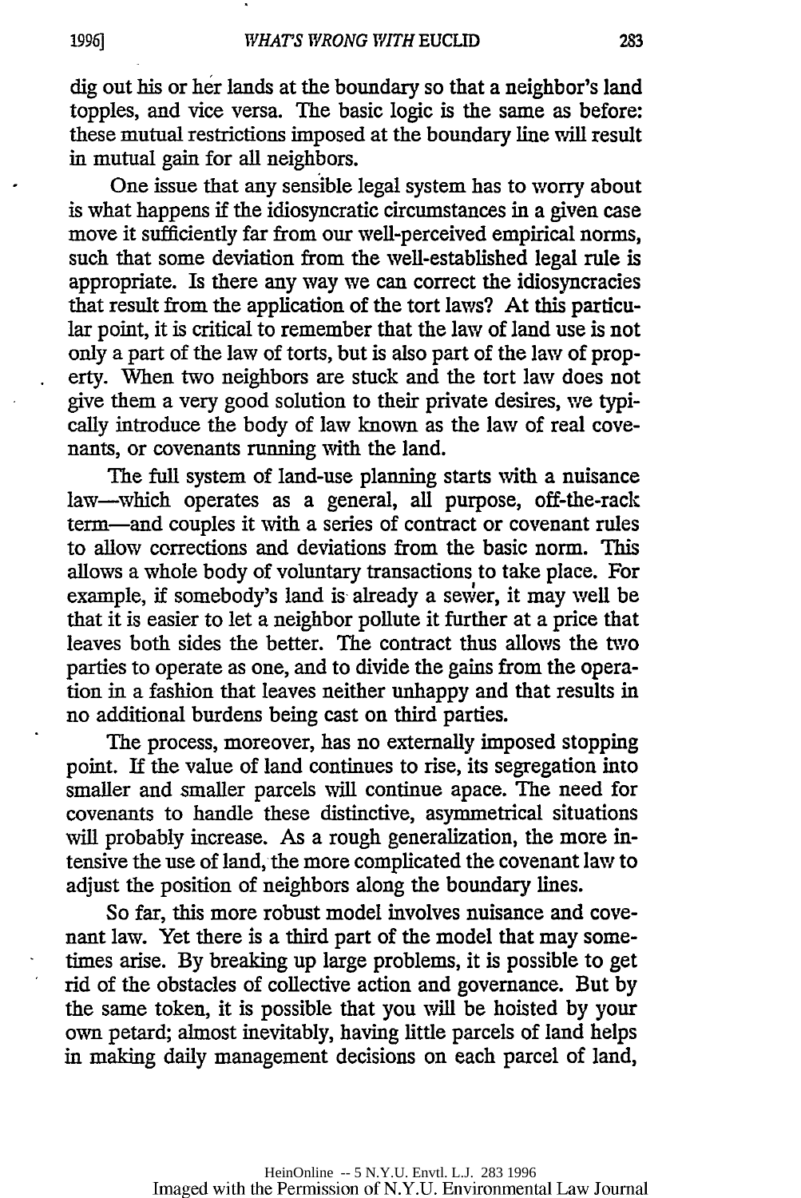dig out his or her lands at the boundary so that a neighbor's land topples, and vice versa. The basic logic is the same as before: these mutual restrictions imposed at the boundary line will result in mutual gain for all neighbors.

One issue that any sensible legal system has to worry about is what happens if the idiosyncratic circumstances in a given case move it sufficiently far from our well-perceived empirical norms, such that some deviation from the well-established legal rule is appropriate. Is there any way we can correct the idiosyncracies that result from the application of the tort laws? At this particular point, it is critical to remember that the law of land use is not only a part of the law of torts, but is also part of the law of property. When two neighbors are stuck and the tort law does not give them a very good solution to their private desires, we typically introduce the body of law known as the law of real covenants, or covenants running with the land.

The full system of land-use planning starts with a nuisance law—which operates as a general, all purpose, off-the-rack term—and couples it with a series of contract or covenant rules to allow corrections and deviations from the basic norm. This allows a whole body of voluntary transactions to take place. For example, if somebody's land is already a sewer, it may well be that it is easier to let a neighbor pollute it further at a price that leaves both sides the better. The contract thus allows the two parties to operate as one, and to divide the gains from the operation in a fashion that leaves neither unhappy and that results in no additional burdens being cast on third parties.

The process, moreover, has no externally imposed stopping point. If the value of land continues to rise, its segregation into smaller and smaller parcels will continue apace. The need for covenants to handle these distinctive, asymmetrical situations will probably increase. As a rough generalization, the more intensive the use of land, the more complicated the covenant law to adjust the position of neighbors along the boundary lines.

So far, this more robust model involves nuisance and covenant law. Yet there is a third part of the model that may sometimes arise. By breaking up large problems, it is possible to get rid of the obstacles of collective action and governance. But by the same token, it is possible that you will be hoisted by your own petard; almost inevitably, having little parcels of land helps in making daily management decisions on each parcel of land,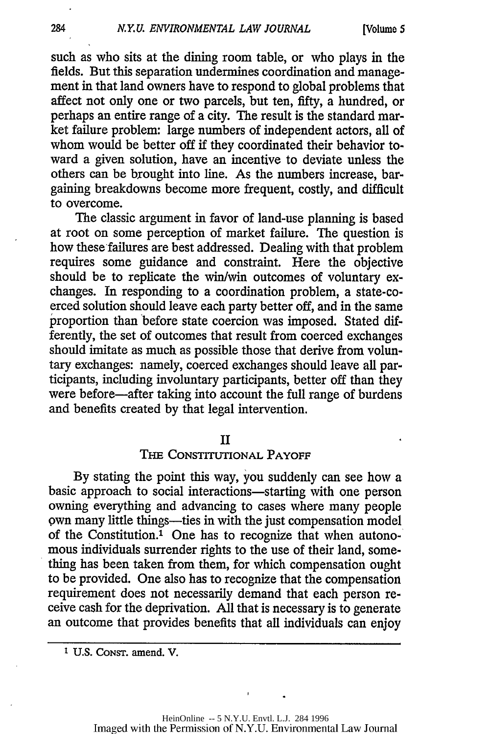such as who sits at the dining room table, or who plays in the fields. But this separation undermines coordination and management in that land owners have to respond to global problems that affect not only one or two parcels, but ten, fifty, a hundred, or perhaps an entire range of a city. The result is the standard market failure problem: large numbers of independent actors, all of whom would be better off if they coordinated their behavior toward a given solution, have an incentive to deviate unless the others can be brought into line. As the numbers increase, bargaining breakdowns become more frequent, costly, and difficult to overcome.

The classic argument in favor of land-use planning is based at root on some perception of market failure. The question is how these failures are best addressed. Dealing with that problem requires some guidance and constraint. Here the objective should be to replicate the win/win outcomes of voluntary exchanges. In responding to a coordination problem, a state-coerced solution should leave each party better off, and in the same proportion than before state coercion was imposed. Stated differently, the set of outcomes that result from coerced exchanges should imitate as much as possible those that derive from voluntary exchanges: namely, coerced exchanges should leave all participants, including involuntary participants, better off than they were before—after taking into account the full range of burdens and benefits created by that legal intervention.

## II
## The Constitutional Payoff

By stating the point this way, you suddenly can see how a basic approach to social interactions—starting with one person owning everything and advancing to cases where many people own many little things—ties in with the just compensation model of the Constitution.[1] One has to recognize that when autonomous individuals surrender rights to the use of their land, something has been taken from them, for which compensation ought to be provided. One also has to recognize that the compensation requirement does not necessarily demand that each person receive cash for the deprivation. All that is necessary is to generate an outcome that provides benefits that all individuals can enjoy

---

[1] U.S. Const. amend. V.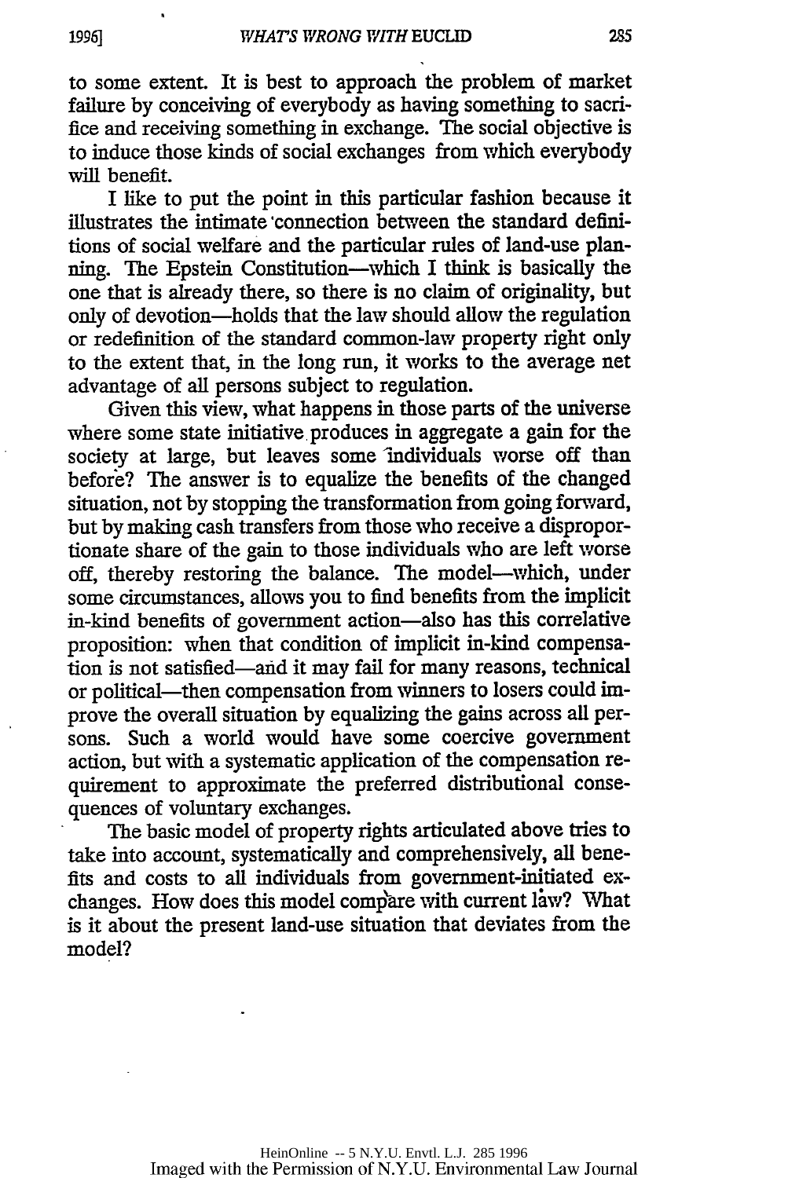to some extent. It is best to approach the problem of market failure by conceiving of everybody as having something to sacrifice and receiving something in exchange. The social objective is to induce those kinds of social exchanges from which everybody will benefit.

I like to put the point in this particular fashion because it illustrates the intimate connection between the standard definitions of social welfare and the particular rules of land-use planning. The Epstein Constitution—which I think is basically the one that is already there, so there is no claim of originality, but only of devotion—holds that the law should allow the regulation or redefinition of the standard common-law property right only to the extent that, in the long run, it works to the average net advantage of all persons subject to regulation.

Given this view, what happens in those parts of the universe where some state initiative produces in aggregate a gain for the society at large, but leaves some individuals worse off than before? The answer is to equalize the benefits of the changed situation, not by stopping the transformation from going forward, but by making cash transfers from those who receive a disproportionate share of the gain to those individuals who are left worse off, thereby restoring the balance. The model—which, under some circumstances, allows you to find benefits from the implicit in-kind benefits of government action—also has this correlative proposition: when that condition of implicit in-kind compensation is not satisfied—and it may fail for many reasons, technical or political—then compensation from winners to losers could improve the overall situation by equalizing the gains across all persons. Such a world would have some coercive government action, but with a systematic application of the compensation requirement to approximate the preferred distributional consequences of voluntary exchanges.

The basic model of property rights articulated above tries to take into account, systematically and comprehensively, all benefits and costs to all individuals from government-initiated exchanges. How does this model compare with current law? What is it about the present land-use situation that deviates from the model?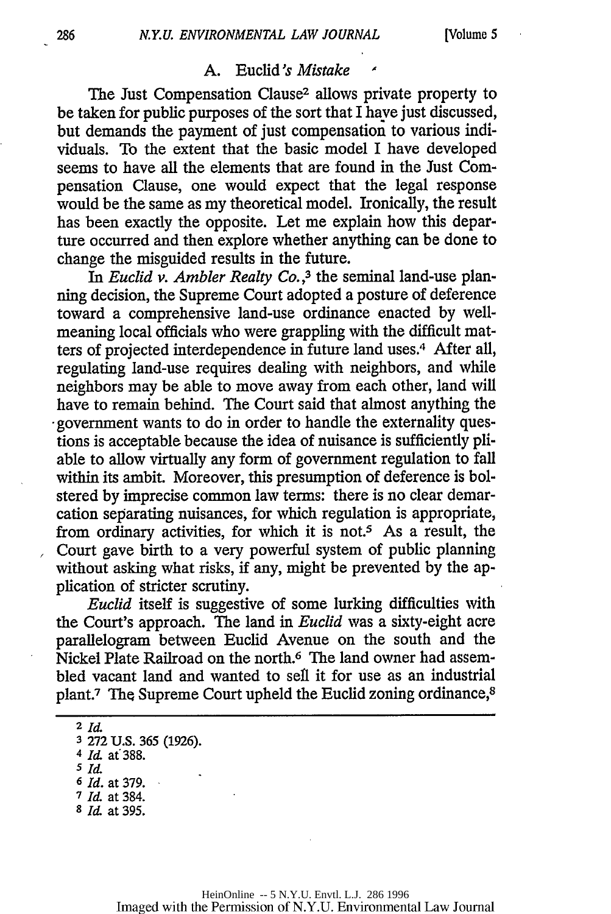### A. *Euclid's Mistake*

The Just Compensation Clause[2] allows private property to be taken for public purposes of the sort that I have just discussed, but demands the payment of just compensation to various individuals. To the extent that the basic model I have developed seems to have all the elements that are found in the Just Compensation Clause, one would expect that the legal response would be the same as my theoretical model. Ironically, the result has been exactly the opposite. Let me explain how this departure occurred and then explore whether anything can be done to change the misguided results in the future.

In *Euclid v. Ambler Realty Co.*,[3] the seminal land-use planning decision, the Supreme Court adopted a posture of deference toward a comprehensive land-use ordinance enacted by well-meaning local officials who were grappling with the difficult matters of projected interdependence in future land uses.[4] After all, regulating land-use requires dealing with neighbors, and while neighbors may be able to move away from each other, land will have to remain behind. The Court said that almost anything the government wants to do in order to handle the externality questions is acceptable because the idea of nuisance is sufficiently pliable to allow virtually any form of government regulation to fall within its ambit. Moreover, this presumption of deference is bolstered by imprecise common law terms: there is no clear demarcation separating nuisances, for which regulation is appropriate, from ordinary activities, for which it is not.[5] As a result, the Court gave birth to a very powerful system of public planning without asking what risks, if any, might be prevented by the application of stricter scrutiny.

*Euclid* itself is suggestive of some lurking difficulties with the Court's approach. The land in *Euclid* was a sixty-eight acre parallelogram between Euclid Avenue on the south and the Nickel Plate Railroad on the north.[6] The land owner had assembled vacant land and wanted to sell it for use as an industrial plant.[7] The Supreme Court upheld the Euclid zoning ordinance,[8]

---

[2] *Id.*

[3] 272 U.S. 365 (1926).

[4] *Id.* at 388.

[5] *Id.*

[6] *Id.* at 379.

[7] *Id.* at 384.

[8] *Id.* at 395.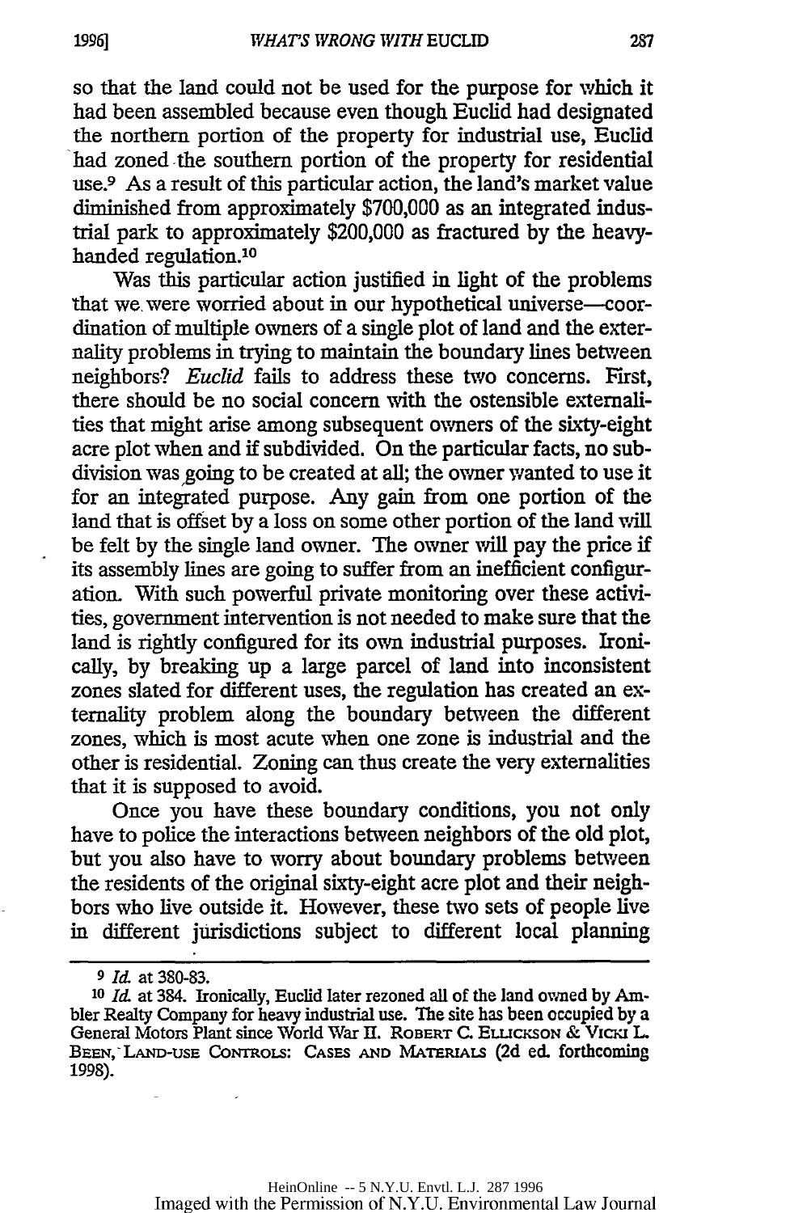so that the land could not be used for the purpose for which it had been assembled because even though Euclid had designated the northern portion of the property for industrial use, Euclid had zoned the southern portion of the property for residential use.[9] As a result of this particular action, the land's market value diminished from approximately $700,000 as an integrated industrial park to approximately $200,000 as fractured by the heavy-handed regulation.[10]

Was this particular action justified in light of the problems that we were worried about in our hypothetical universe—coordination of multiple owners of a single plot of land and the externality problems in trying to maintain the boundary lines between neighbors? *Euclid* fails to address these two concerns. First, there should be no social concern with the ostensible externalities that might arise among subsequent owners of the sixty-eight acre plot when and if subdivided. On the particular facts, no subdivision was going to be created at all; the owner wanted to use it for an integrated purpose. Any gain from one portion of the land that is offset by a loss on some other portion of the land will be felt by the single land owner. The owner will pay the price if its assembly lines are going to suffer from an inefficient configuration. With such powerful private monitoring over these activities, government intervention is not needed to make sure that the land is rightly configured for its own industrial purposes. Ironically, by breaking up a large parcel of land into inconsistent zones slated for different uses, the regulation has created an externality problem along the boundary between the different zones, which is most acute when one zone is industrial and the other is residential. Zoning can thus create the very externalities that it is supposed to avoid.

Once you have these boundary conditions, you not only have to police the interactions between neighbors of the old plot, but you also have to worry about boundary problems between the residents of the original sixty-eight acre plot and their neighbors who live outside it. However, these two sets of people live in different jurisdictions subject to different local planning

---

[9] *Id.* at 380-83.

[10] *Id.* at 384. Ironically, Euclid later rezoned all of the land owned by Ambler Realty Company for heavy industrial use. The site has been occupied by a General Motors Plant since World War II. ROBERT C. ELLICKSON & VICKI L. BEEN, LAND-USE CONTROLS: CASES AND MATERIALS (2d ed. forthcoming 1998).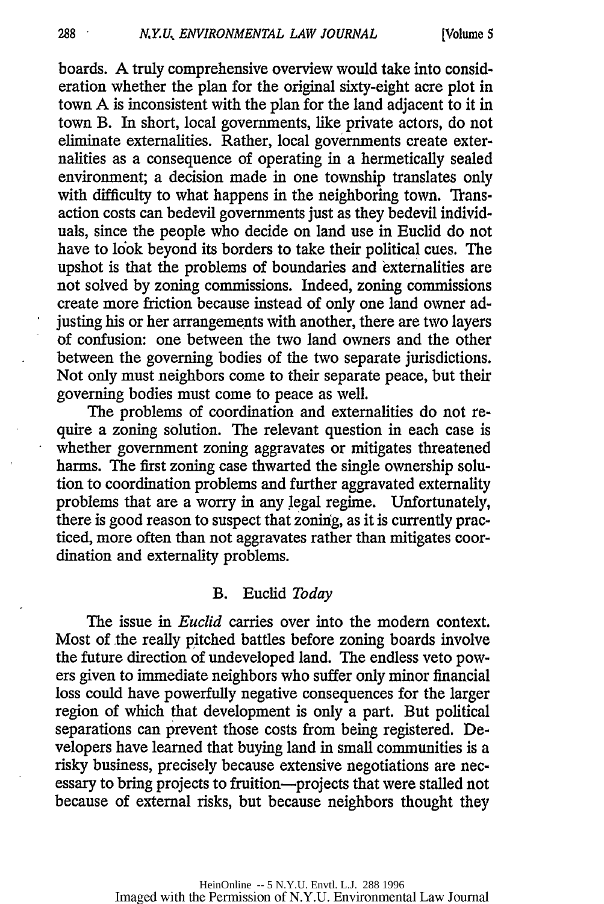boards. A truly comprehensive overview would take into consideration whether the plan for the original sixty-eight acre plot in town A is inconsistent with the plan for the land adjacent to it in town B. In short, local governments, like private actors, do not eliminate externalities. Rather, local governments create externalities as a consequence of operating in a hermetically sealed environment; a decision made in one township translates only with difficulty to what happens in the neighboring town. Transaction costs can bedevil governments just as they bedevil individuals, since the people who decide on land use in Euclid do not have to look beyond its borders to take their political cues. The upshot is that the problems of boundaries and externalities are not solved by zoning commissions. Indeed, zoning commissions create more friction because instead of only one land owner adjusting his or her arrangements with another, there are two layers of confusion: one between the two land owners and the other between the governing bodies of the two separate jurisdictions. Not only must neighbors come to their separate peace, but their governing bodies must come to peace as well.

The problems of coordination and externalities do not require a zoning solution. The relevant question in each case is whether government zoning aggravates or mitigates threatened harms. The first zoning case thwarted the single ownership solution to coordination problems and further aggravated externality problems that are a worry in any legal regime. Unfortunately, there is good reason to suspect that zoning, as it is currently practiced, more often than not aggravates rather than mitigates coordination and externality problems.

### B. Euclid *Today*

The issue in *Euclid* carries over into the modern context. Most of the really pitched battles before zoning boards involve the future direction of undeveloped land. The endless veto powers given to immediate neighbors who suffer only minor financial loss could have powerfully negative consequences for the larger region of which that development is only a part. But political separations can prevent those costs from being registered. Developers have learned that buying land in small communities is a risky business, precisely because extensive negotiations are necessary to bring projects to fruition—projects that were stalled not because of external risks, but because neighbors thought they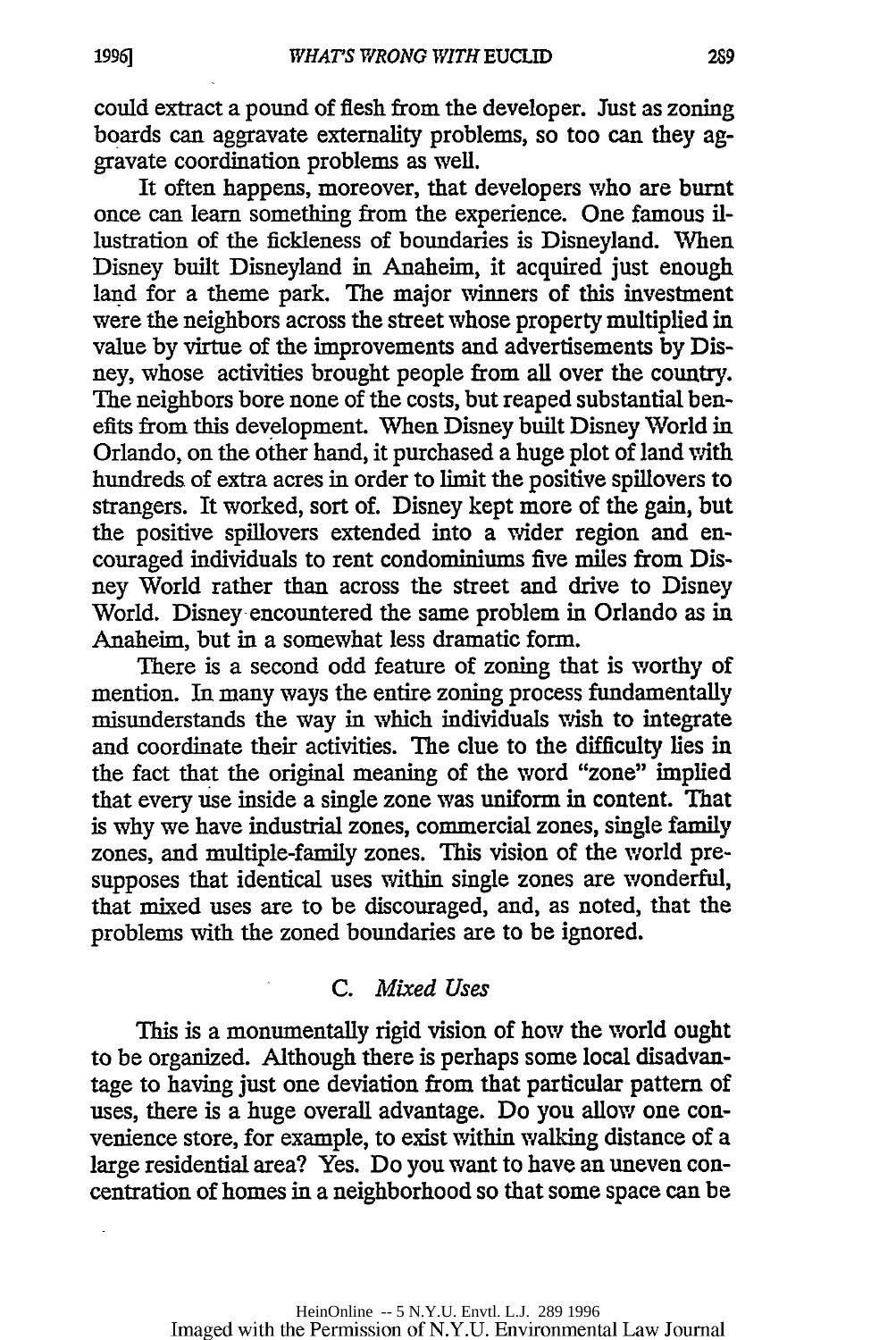could extract a pound of flesh from the developer. Just as zoning boards can aggravate externality problems, so too can they aggravate coordination problems as well.

It often happens, moreover, that developers who are burnt once can learn something from the experience. One famous illustration of the fickleness of boundaries is Disneyland. When Disney built Disneyland in Anaheim, it acquired just enough land for a theme park. The major winners of this investment were the neighbors across the street whose property multiplied in value by virtue of the improvements and advertisements by Disney, whose activities brought people from all over the country. The neighbors bore none of the costs, but reaped substantial benefits from this development. When Disney built Disney World in Orlando, on the other hand, it purchased a huge plot of land with hundreds of extra acres in order to limit the positive spillovers to strangers. It worked, sort of. Disney kept more of the gain, but the positive spillovers extended into a wider region and encouraged individuals to rent condominiums five miles from Disney World rather than across the street and drive to Disney World. Disney encountered the same problem in Orlando as in Anaheim, but in a somewhat less dramatic form.

There is a second odd feature of zoning that is worthy of mention. In many ways the entire zoning process fundamentally misunderstands the way in which individuals wish to integrate and coordinate their activities. The clue to the difficulty lies in the fact that the original meaning of the word "zone" implied that every use inside a single zone was uniform in content. That is why we have industrial zones, commercial zones, single family zones, and multiple-family zones. This vision of the world presupposes that identical uses within single zones are wonderful, that mixed uses are to be discouraged, and, as noted, that the problems with the zoned boundaries are to be ignored.

### C. *Mixed Uses*

This is a monumentally rigid vision of how the world ought to be organized. Although there is perhaps some local disadvantage to having just one deviation from that particular pattern of uses, there is a huge overall advantage. Do you allow one convenience store, for example, to exist within walking distance of a large residential area? Yes. Do you want to have an uneven concentration of homes in a neighborhood so that some space can be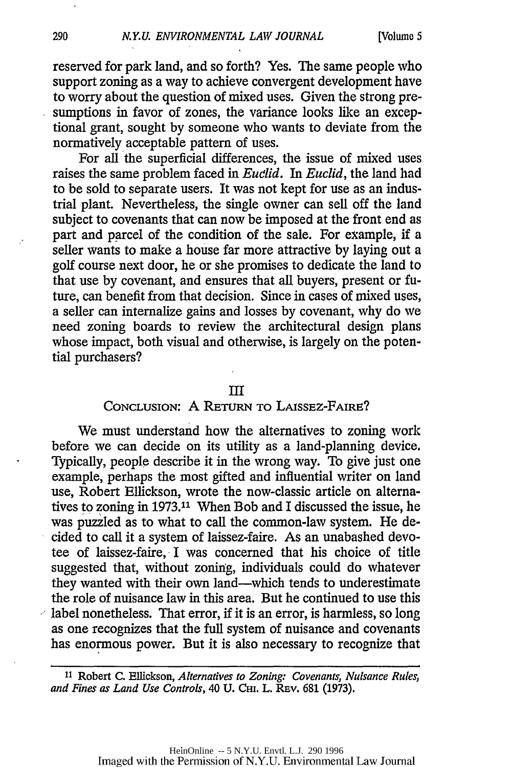reserved for park land, and so forth? Yes. The same people who support zoning as a way to achieve convergent development have to worry about the question of mixed uses. Given the strong presumptions in favor of zones, the variance looks like an exceptional grant, sought by someone who wants to deviate from the normatively acceptable pattern of uses.

For all the superficial differences, the issue of mixed uses raises the same problem faced in *Euclid*. In *Euclid*, the land had to be sold to separate users. It was not kept for use as an industrial plant. Nevertheless, the single owner can sell off the land subject to covenants that can now be imposed at the front end as part and parcel of the condition of the sale. For example, if a seller wants to make a house far more attractive by laying out a golf course next door, he or she promises to dedicate the land to that use by covenant, and ensures that all buyers, present or future, can benefit from that decision. Since in cases of mixed uses, a seller can internalize gains and losses by covenant, why do we need zoning boards to review the architectural design plans whose impact, both visual and otherwise, is largely on the potential purchasers?

## III
## CONCLUSION: A RETURN TO LAISSEZ-FAIRE?

We must understand how the alternatives to zoning work before we can decide on its utility as a land-planning device. Typically, people describe it in the wrong way. To give just one example, perhaps the most gifted and influential writer on land use, Robert Ellickson, wrote the now-classic article on alternatives to zoning in 1973.[11] When Bob and I discussed the issue, he was puzzled as to what to call the common-law system. He decided to call it a system of laissez-faire. As an unabashed devotee of laissez-faire, I was concerned that his choice of title suggested that, without zoning, individuals could do whatever they wanted with their own land—which tends to underestimate the role of nuisance law in this area. But he continued to use this label nonetheless. That error, if it is an error, is harmless, so long as one recognizes that the full system of nuisance and covenants has enormous power. But it is also necessary to recognize that

---

[11] Robert C. Ellickson, *Alternatives to Zoning: Covenants, Nuisance Rules, and Fines as Land Use Controls*, 40 U. CHI. L. REV. 681 (1973).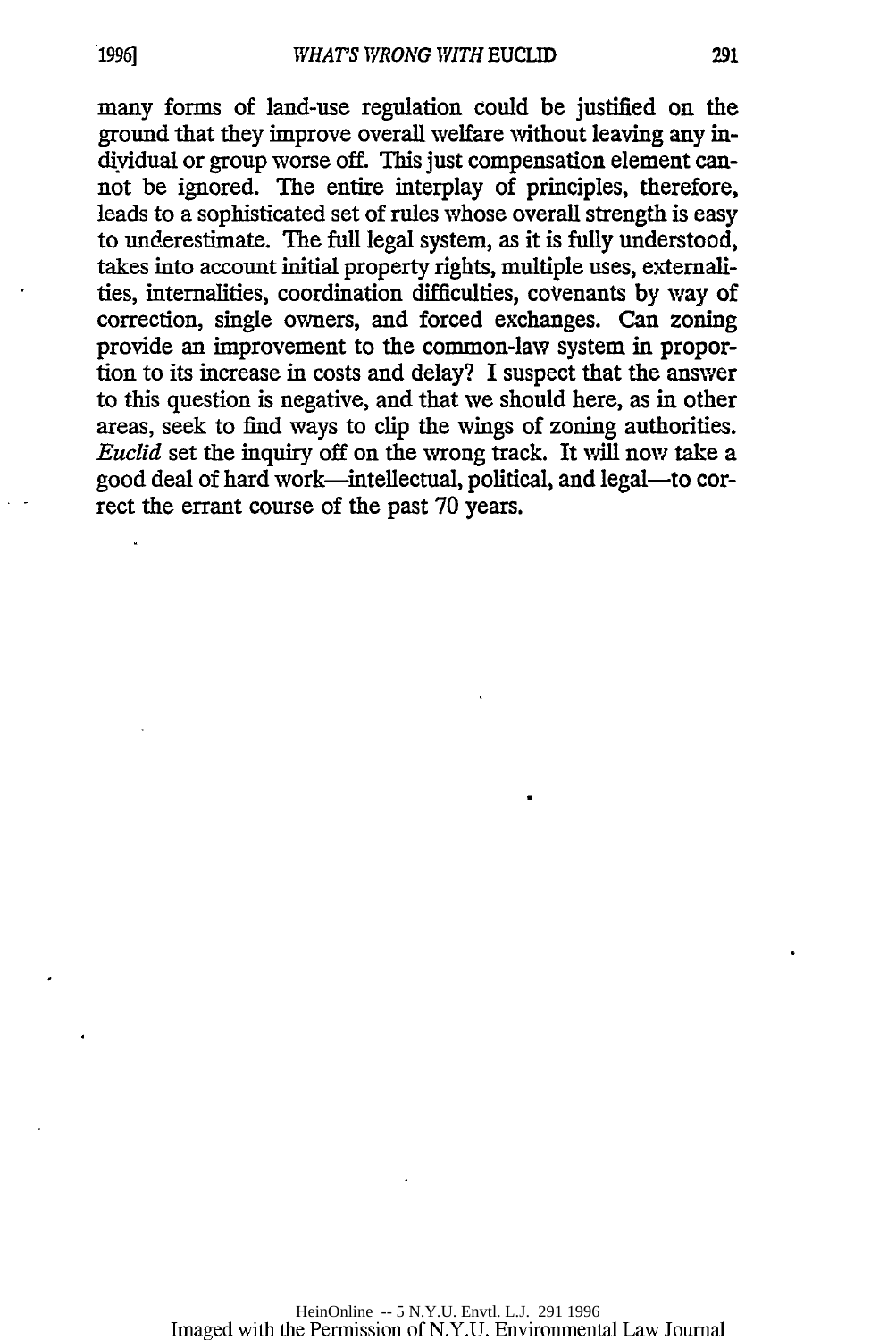many forms of land-use regulation could be justified on the ground that they improve overall welfare without leaving any individual or group worse off. This just compensation element cannot be ignored. The entire interplay of principles, therefore, leads to a sophisticated set of rules whose overall strength is easy to underestimate. The full legal system, as it is fully understood, takes into account initial property rights, multiple uses, externalities, internalities, coordination difficulties, covenants by way of correction, single owners, and forced exchanges. Can zoning provide an improvement to the common-law system in proportion to its increase in costs and delay? I suspect that the answer to this question is negative, and that we should here, as in other areas, seek to find ways to clip the wings of zoning authorities. *Euclid* set the inquiry off on the wrong track. It will now take a good deal of hard work—intellectual, political, and legal—to correct the errant course of the past 70 years.